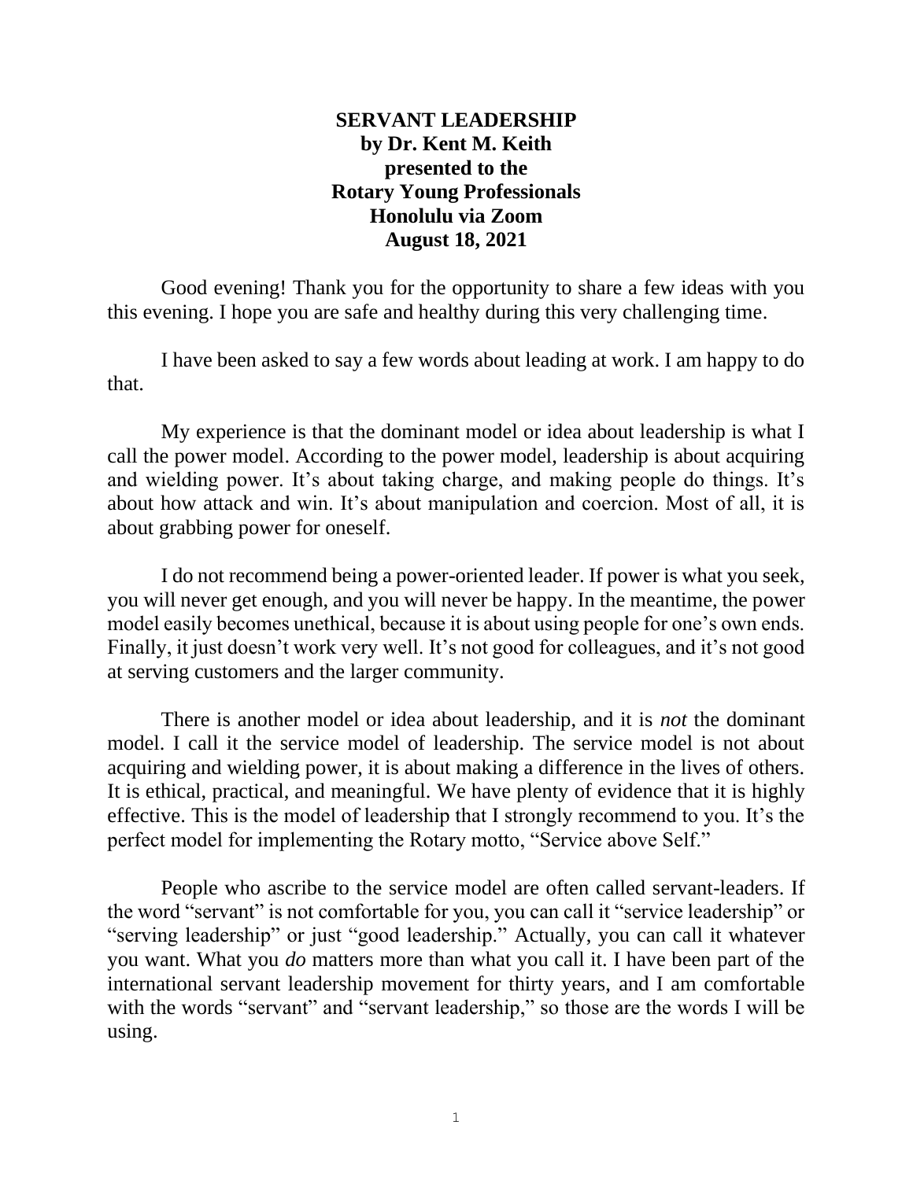# SERVANT LEADERSHIP
**by Dr. Kent M. Keith**
**presented to the**
**Rotary Young Professionals**
**Honolulu via Zoom**
**August 18, 2021**

Good evening! Thank you for the opportunity to share a few ideas with you this evening. I hope you are safe and healthy during this very challenging time.

I have been asked to say a few words about leading at work. I am happy to do that.

My experience is that the dominant model or idea about leadership is what I call the power model. According to the power model, leadership is about acquiring and wielding power. It's about taking charge, and making people do things. It's about how attack and win. It's about manipulation and coercion. Most of all, it is about grabbing power for oneself.

I do not recommend being a power-oriented leader. If power is what you seek, you will never get enough, and you will never be happy. In the meantime, the power model easily becomes unethical, because it is about using people for one's own ends. Finally, it just doesn't work very well. It's not good for colleagues, and it's not good at serving customers and the larger community.

There is another model or idea about leadership, and it is *not* the dominant model. I call it the service model of leadership. The service model is not about acquiring and wielding power, it is about making a difference in the lives of others. It is ethical, practical, and meaningful. We have plenty of evidence that it is highly effective. This is the model of leadership that I strongly recommend to you. It's the perfect model for implementing the Rotary motto, "Service above Self."

People who ascribe to the service model are often called servant-leaders. If the word "servant" is not comfortable for you, you can call it "service leadership" or "serving leadership" or just "good leadership." Actually, you can call it whatever you want. What you *do* matters more than what you call it. I have been part of the international servant leadership movement for thirty years, and I am comfortable with the words "servant" and "servant leadership," so those are the words I will be using.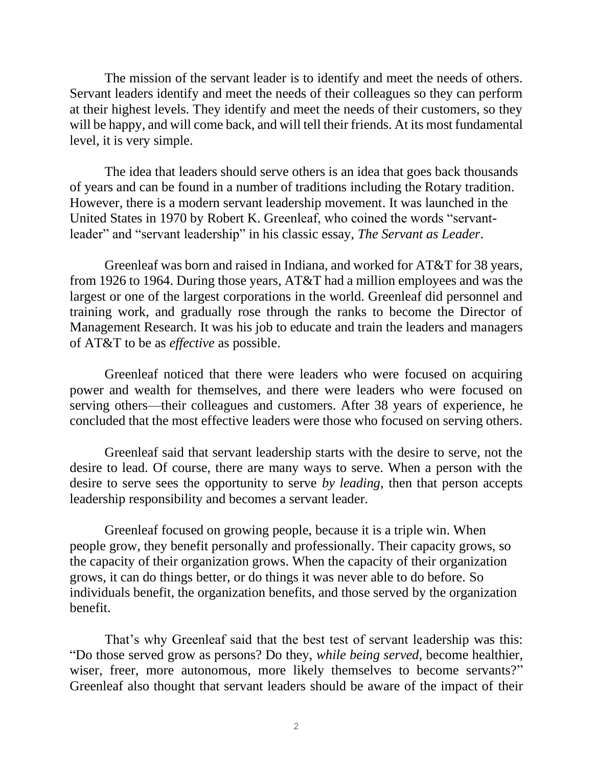The mission of the servant leader is to identify and meet the needs of others. Servant leaders identify and meet the needs of their colleagues so they can perform at their highest levels. They identify and meet the needs of their customers, so they will be happy, and will come back, and will tell their friends. At its most fundamental level, it is very simple.

The idea that leaders should serve others is an idea that goes back thousands of years and can be found in a number of traditions including the Rotary tradition. However, there is a modern servant leadership movement. It was launched in the United States in 1970 by Robert K. Greenleaf, who coined the words "servant-leader" and "servant leadership" in his classic essay, *The Servant as Leader*.

Greenleaf was born and raised in Indiana, and worked for AT&T for 38 years, from 1926 to 1964. During those years, AT&T had a million employees and was the largest or one of the largest corporations in the world. Greenleaf did personnel and training work, and gradually rose through the ranks to become the Director of Management Research. It was his job to educate and train the leaders and managers of AT&T to be as *effective* as possible.

Greenleaf noticed that there were leaders who were focused on acquiring power and wealth for themselves, and there were leaders who were focused on serving others—their colleagues and customers. After 38 years of experience, he concluded that the most effective leaders were those who focused on serving others.

Greenleaf said that servant leadership starts with the desire to serve, not the desire to lead. Of course, there are many ways to serve. When a person with the desire to serve sees the opportunity to serve *by leading*, then that person accepts leadership responsibility and becomes a servant leader.

Greenleaf focused on growing people, because it is a triple win. When people grow, they benefit personally and professionally. Their capacity grows, so the capacity of their organization grows. When the capacity of their organization grows, it can do things better, or do things it was never able to do before. So individuals benefit, the organization benefits, and those served by the organization benefit.

That's why Greenleaf said that the best test of servant leadership was this: "Do those served grow as persons? Do they, *while being served*, become healthier, wiser, freer, more autonomous, more likely themselves to become servants?" Greenleaf also thought that servant leaders should be aware of the impact of their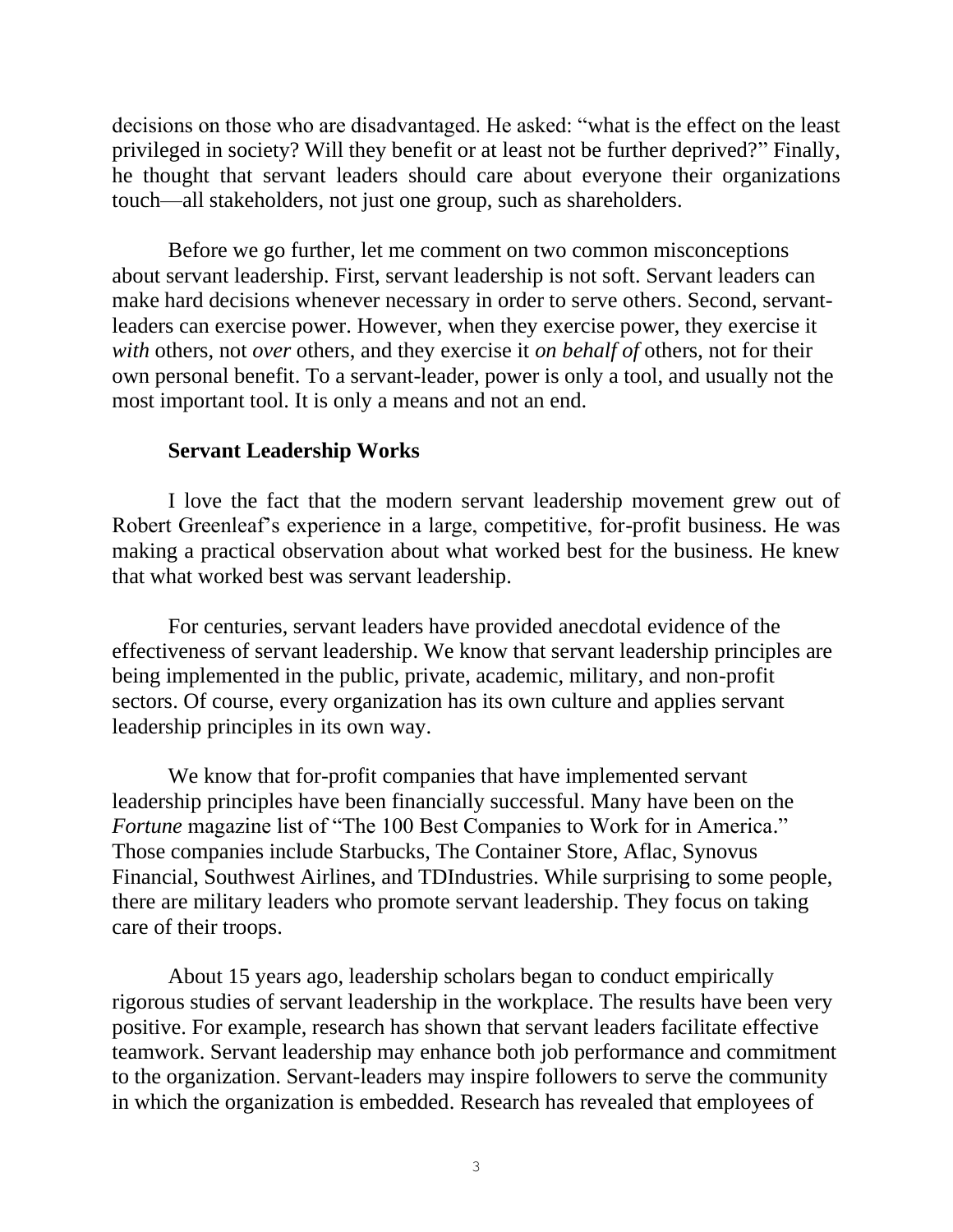decisions on those who are disadvantaged. He asked: "what is the effect on the least privileged in society? Will they benefit or at least not be further deprived?" Finally, he thought that servant leaders should care about everyone their organizations touch—all stakeholders, not just one group, such as shareholders.

Before we go further, let me comment on two common misconceptions about servant leadership. First, servant leadership is not soft. Servant leaders can make hard decisions whenever necessary in order to serve others. Second, servant-leaders can exercise power. However, when they exercise power, they exercise it *with* others, not *over* others, and they exercise it *on behalf of* others, not for their own personal benefit. To a servant-leader, power is only a tool, and usually not the most important tool. It is only a means and not an end.

**Servant Leadership Works**

I love the fact that the modern servant leadership movement grew out of Robert Greenleaf's experience in a large, competitive, for-profit business. He was making a practical observation about what worked best for the business. He knew that what worked best was servant leadership.

For centuries, servant leaders have provided anecdotal evidence of the effectiveness of servant leadership. We know that servant leadership principles are being implemented in the public, private, academic, military, and non-profit sectors. Of course, every organization has its own culture and applies servant leadership principles in its own way.

We know that for-profit companies that have implemented servant leadership principles have been financially successful. Many have been on the *Fortune* magazine list of "The 100 Best Companies to Work for in America." Those companies include Starbucks, The Container Store, Aflac, Synovus Financial, Southwest Airlines, and TDIndustries. While surprising to some people, there are military leaders who promote servant leadership. They focus on taking care of their troops.

About 15 years ago, leadership scholars began to conduct empirically rigorous studies of servant leadership in the workplace. The results have been very positive. For example, research has shown that servant leaders facilitate effective teamwork. Servant leadership may enhance both job performance and commitment to the organization. Servant-leaders may inspire followers to serve the community in which the organization is embedded. Research has revealed that employees of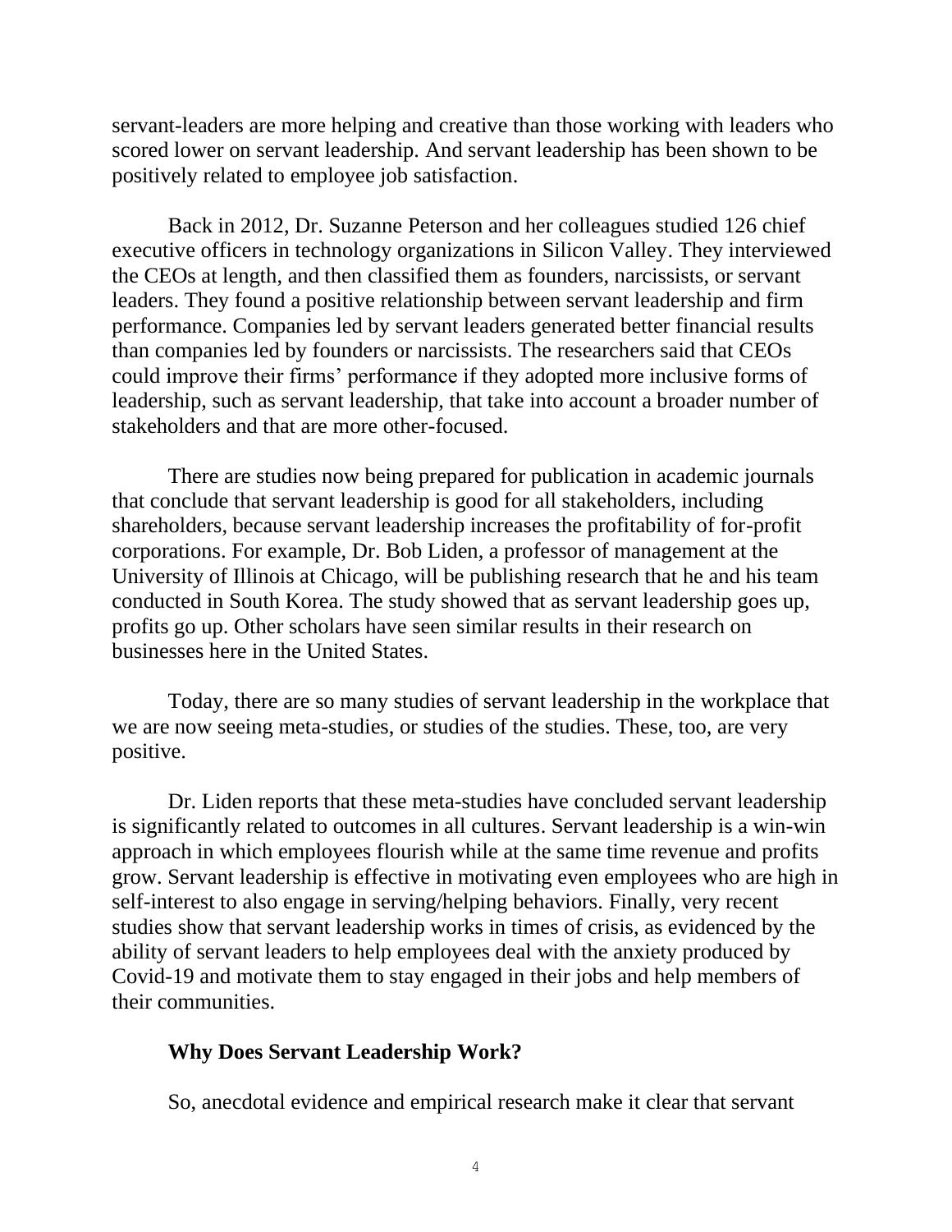servant-leaders are more helping and creative than those working with leaders who scored lower on servant leadership. And servant leadership has been shown to be positively related to employee job satisfaction.

Back in 2012, Dr. Suzanne Peterson and her colleagues studied 126 chief executive officers in technology organizations in Silicon Valley. They interviewed the CEOs at length, and then classified them as founders, narcissists, or servant leaders. They found a positive relationship between servant leadership and firm performance. Companies led by servant leaders generated better financial results than companies led by founders or narcissists. The researchers said that CEOs could improve their firms' performance if they adopted more inclusive forms of leadership, such as servant leadership, that take into account a broader number of stakeholders and that are more other-focused.

There are studies now being prepared for publication in academic journals that conclude that servant leadership is good for all stakeholders, including shareholders, because servant leadership increases the profitability of for-profit corporations. For example, Dr. Bob Liden, a professor of management at the University of Illinois at Chicago, will be publishing research that he and his team conducted in South Korea. The study showed that as servant leadership goes up, profits go up. Other scholars have seen similar results in their research on businesses here in the United States.

Today, there are so many studies of servant leadership in the workplace that we are now seeing meta-studies, or studies of the studies. These, too, are very positive.

Dr. Liden reports that these meta-studies have concluded servant leadership is significantly related to outcomes in all cultures. Servant leadership is a win-win approach in which employees flourish while at the same time revenue and profits grow. Servant leadership is effective in motivating even employees who are high in self-interest to also engage in serving/helping behaviors. Finally, very recent studies show that servant leadership works in times of crisis, as evidenced by the ability of servant leaders to help employees deal with the anxiety produced by Covid-19 and motivate them to stay engaged in their jobs and help members of their communities.

### Why Does Servant Leadership Work?

So, anecdotal evidence and empirical research make it clear that servant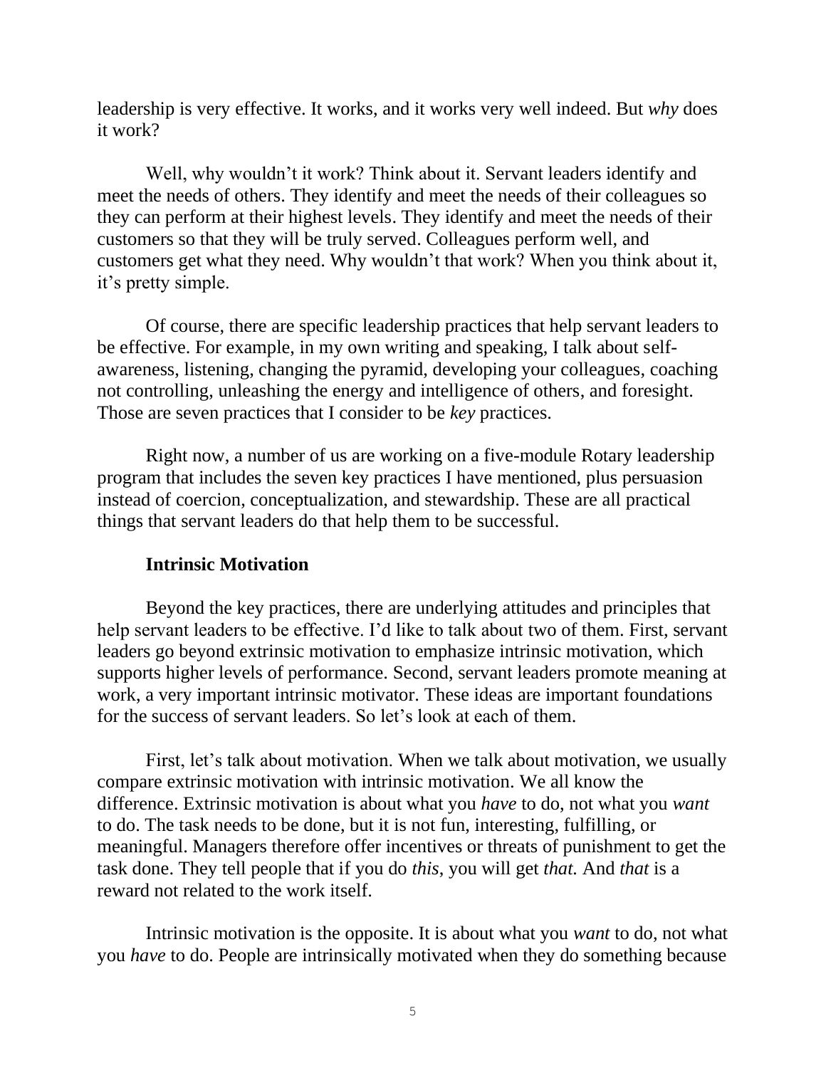leadership is very effective. It works, and it works very well indeed. But *why* does it work?

Well, why wouldn't it work? Think about it. Servant leaders identify and meet the needs of others. They identify and meet the needs of their colleagues so they can perform at their highest levels. They identify and meet the needs of their customers so that they will be truly served. Colleagues perform well, and customers get what they need. Why wouldn't that work? When you think about it, it's pretty simple.

Of course, there are specific leadership practices that help servant leaders to be effective. For example, in my own writing and speaking, I talk about self-awareness, listening, changing the pyramid, developing your colleagues, coaching not controlling, unleashing the energy and intelligence of others, and foresight. Those are seven practices that I consider to be *key* practices.

Right now, a number of us are working on a five-module Rotary leadership program that includes the seven key practices I have mentioned, plus persuasion instead of coercion, conceptualization, and stewardship. These are all practical things that servant leaders do that help them to be successful.

### Intrinsic Motivation

Beyond the key practices, there are underlying attitudes and principles that help servant leaders to be effective. I'd like to talk about two of them. First, servant leaders go beyond extrinsic motivation to emphasize intrinsic motivation, which supports higher levels of performance. Second, servant leaders promote meaning at work, a very important intrinsic motivator. These ideas are important foundations for the success of servant leaders. So let's look at each of them.

First, let's talk about motivation. When we talk about motivation, we usually compare extrinsic motivation with intrinsic motivation. We all know the difference. Extrinsic motivation is about what you *have* to do, not what you *want* to do. The task needs to be done, but it is not fun, interesting, fulfilling, or meaningful. Managers therefore offer incentives or threats of punishment to get the task done. They tell people that if you do *this*, you will get *that.* And *that* is a reward not related to the work itself.

Intrinsic motivation is the opposite. It is about what you *want* to do, not what you *have* to do. People are intrinsically motivated when they do something because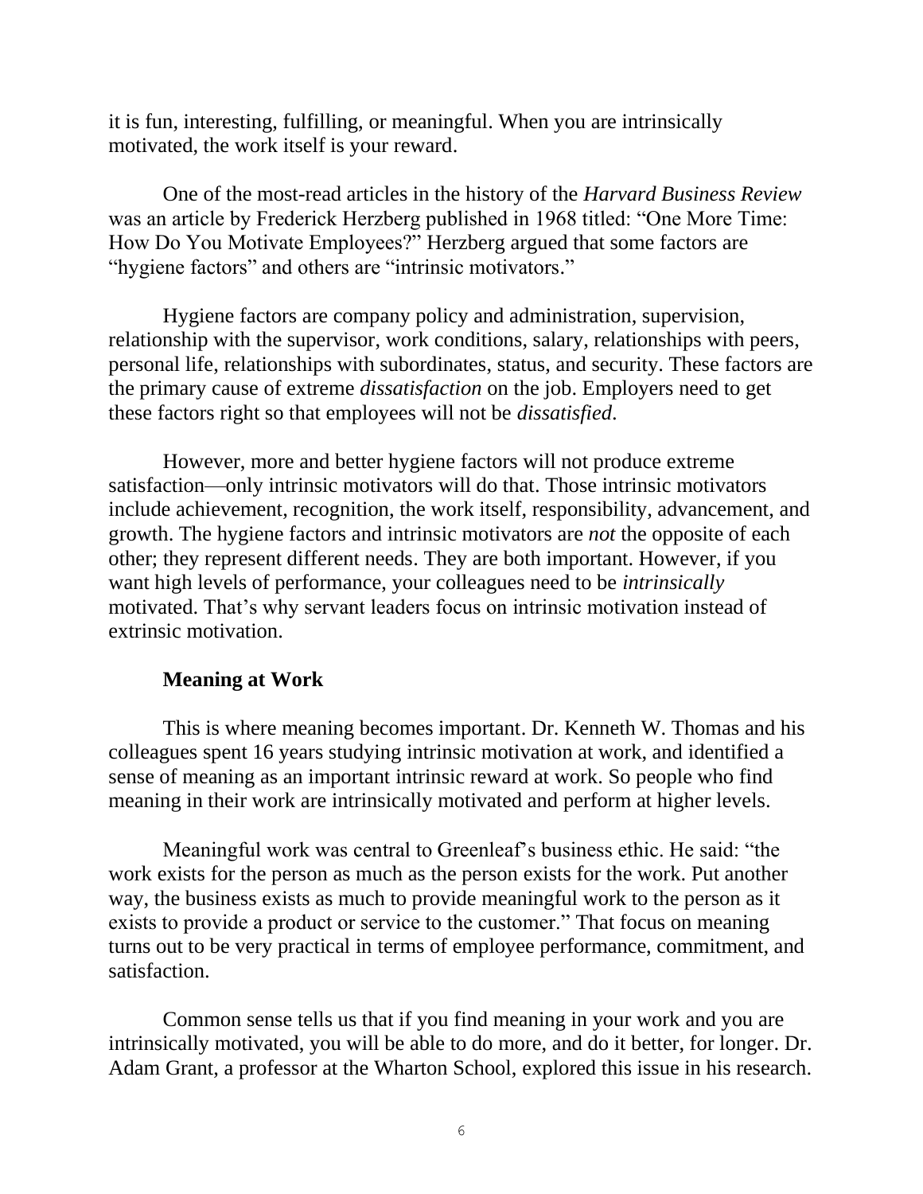it is fun, interesting, fulfilling, or meaningful. When you are intrinsically motivated, the work itself is your reward.

One of the most-read articles in the history of the *Harvard Business Review* was an article by Frederick Herzberg published in 1968 titled: "One More Time: How Do You Motivate Employees?" Herzberg argued that some factors are "hygiene factors" and others are "intrinsic motivators."

Hygiene factors are company policy and administration, supervision, relationship with the supervisor, work conditions, salary, relationships with peers, personal life, relationships with subordinates, status, and security. These factors are the primary cause of extreme *dissatisfaction* on the job. Employers need to get these factors right so that employees will not be *dissatisfied*.

However, more and better hygiene factors will not produce extreme satisfaction—only intrinsic motivators will do that. Those intrinsic motivators include achievement, recognition, the work itself, responsibility, advancement, and growth. The hygiene factors and intrinsic motivators are *not* the opposite of each other; they represent different needs. They are both important. However, if you want high levels of performance, your colleagues need to be *intrinsically* motivated. That's why servant leaders focus on intrinsic motivation instead of extrinsic motivation.

### Meaning at Work

This is where meaning becomes important. Dr. Kenneth W. Thomas and his colleagues spent 16 years studying intrinsic motivation at work, and identified a sense of meaning as an important intrinsic reward at work. So people who find meaning in their work are intrinsically motivated and perform at higher levels.

Meaningful work was central to Greenleaf's business ethic. He said: "the work exists for the person as much as the person exists for the work. Put another way, the business exists as much to provide meaningful work to the person as it exists to provide a product or service to the customer." That focus on meaning turns out to be very practical in terms of employee performance, commitment, and satisfaction.

Common sense tells us that if you find meaning in your work and you are intrinsically motivated, you will be able to do more, and do it better, for longer. Dr. Adam Grant, a professor at the Wharton School, explored this issue in his research.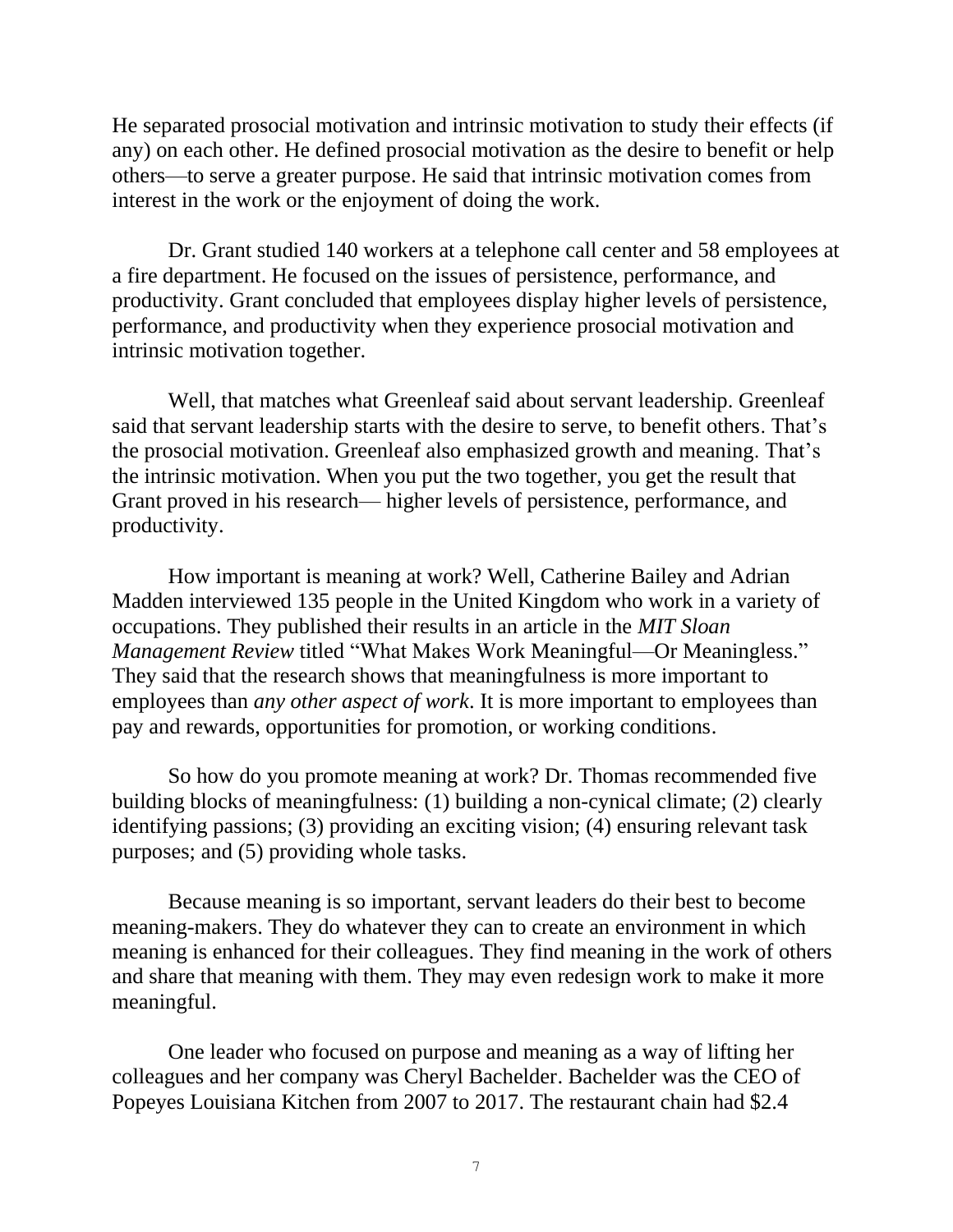He separated prosocial motivation and intrinsic motivation to study their effects (if any) on each other. He defined prosocial motivation as the desire to benefit or help others—to serve a greater purpose. He said that intrinsic motivation comes from interest in the work or the enjoyment of doing the work.

Dr. Grant studied 140 workers at a telephone call center and 58 employees at a fire department. He focused on the issues of persistence, performance, and productivity. Grant concluded that employees display higher levels of persistence, performance, and productivity when they experience prosocial motivation and intrinsic motivation together.

Well, that matches what Greenleaf said about servant leadership. Greenleaf said that servant leadership starts with the desire to serve, to benefit others. That's the prosocial motivation. Greenleaf also emphasized growth and meaning. That's the intrinsic motivation. When you put the two together, you get the result that Grant proved in his research— higher levels of persistence, performance, and productivity.

How important is meaning at work? Well, Catherine Bailey and Adrian Madden interviewed 135 people in the United Kingdom who work in a variety of occupations. They published their results in an article in the *MIT Sloan Management Review* titled "What Makes Work Meaningful—Or Meaningless." They said that the research shows that meaningfulness is more important to employees than *any other aspect of work*. It is more important to employees than pay and rewards, opportunities for promotion, or working conditions.

So how do you promote meaning at work? Dr. Thomas recommended five building blocks of meaningfulness: (1) building a non-cynical climate; (2) clearly identifying passions; (3) providing an exciting vision; (4) ensuring relevant task purposes; and (5) providing whole tasks.

Because meaning is so important, servant leaders do their best to become meaning-makers. They do whatever they can to create an environment in which meaning is enhanced for their colleagues. They find meaning in the work of others and share that meaning with them. They may even redesign work to make it more meaningful.

One leader who focused on purpose and meaning as a way of lifting her colleagues and her company was Cheryl Bachelder. Bachelder was the CEO of Popeyes Louisiana Kitchen from 2007 to 2017. The restaurant chain had $2.4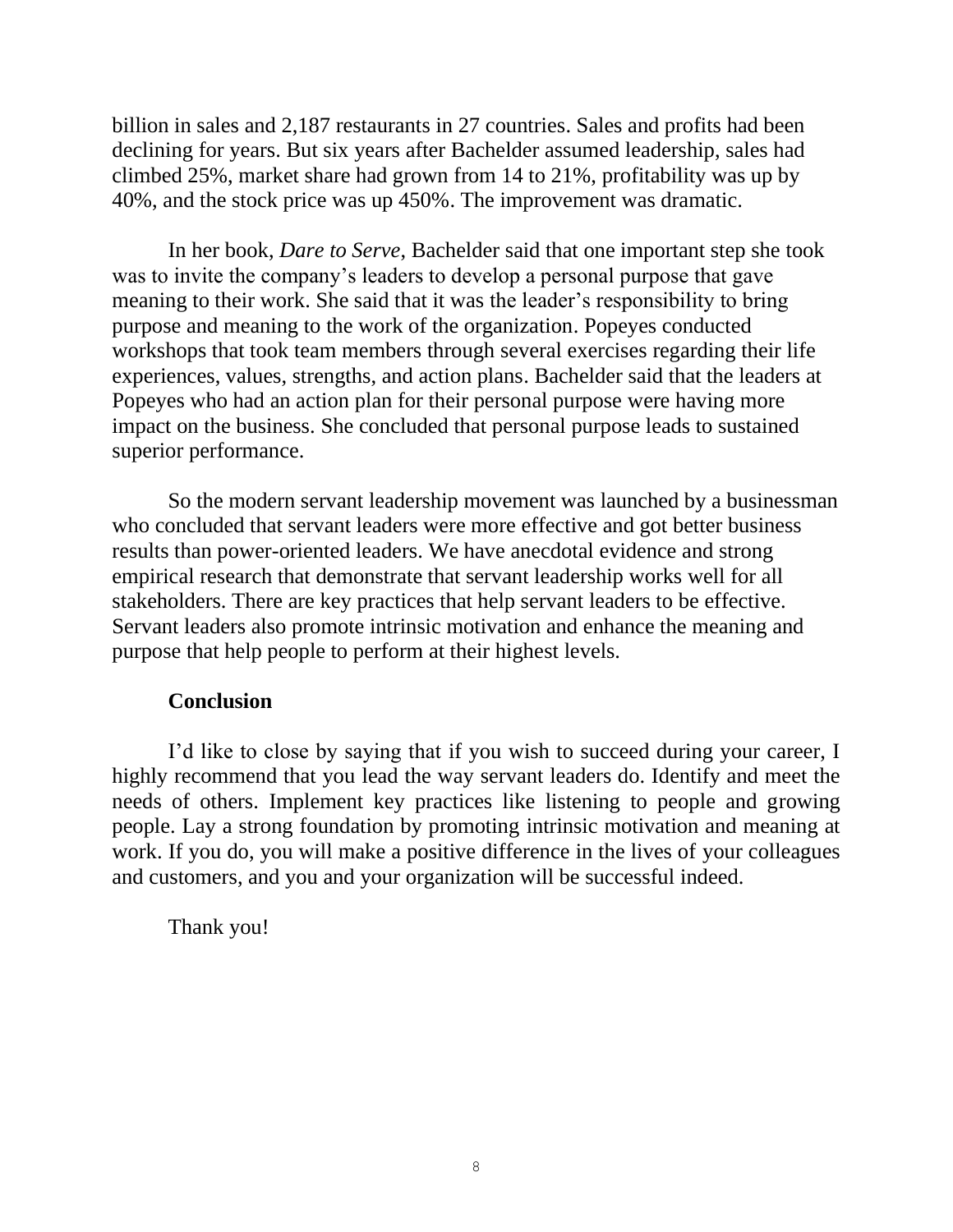billion in sales and 2,187 restaurants in 27 countries. Sales and profits had been declining for years. But six years after Bachelder assumed leadership, sales had climbed 25%, market share had grown from 14 to 21%, profitability was up by 40%, and the stock price was up 450%. The improvement was dramatic.

In her book, *Dare to Serve*, Bachelder said that one important step she took was to invite the company's leaders to develop a personal purpose that gave meaning to their work. She said that it was the leader's responsibility to bring purpose and meaning to the work of the organization. Popeyes conducted workshops that took team members through several exercises regarding their life experiences, values, strengths, and action plans. Bachelder said that the leaders at Popeyes who had an action plan for their personal purpose were having more impact on the business. She concluded that personal purpose leads to sustained superior performance.

So the modern servant leadership movement was launched by a businessman who concluded that servant leaders were more effective and got better business results than power-oriented leaders. We have anecdotal evidence and strong empirical research that demonstrate that servant leadership works well for all stakeholders. There are key practices that help servant leaders to be effective. Servant leaders also promote intrinsic motivation and enhance the meaning and purpose that help people to perform at their highest levels.

## Conclusion

I'd like to close by saying that if you wish to succeed during your career, I highly recommend that you lead the way servant leaders do. Identify and meet the needs of others. Implement key practices like listening to people and growing people. Lay a strong foundation by promoting intrinsic motivation and meaning at work. If you do, you will make a positive difference in the lives of your colleagues and customers, and you and your organization will be successful indeed.

Thank you!